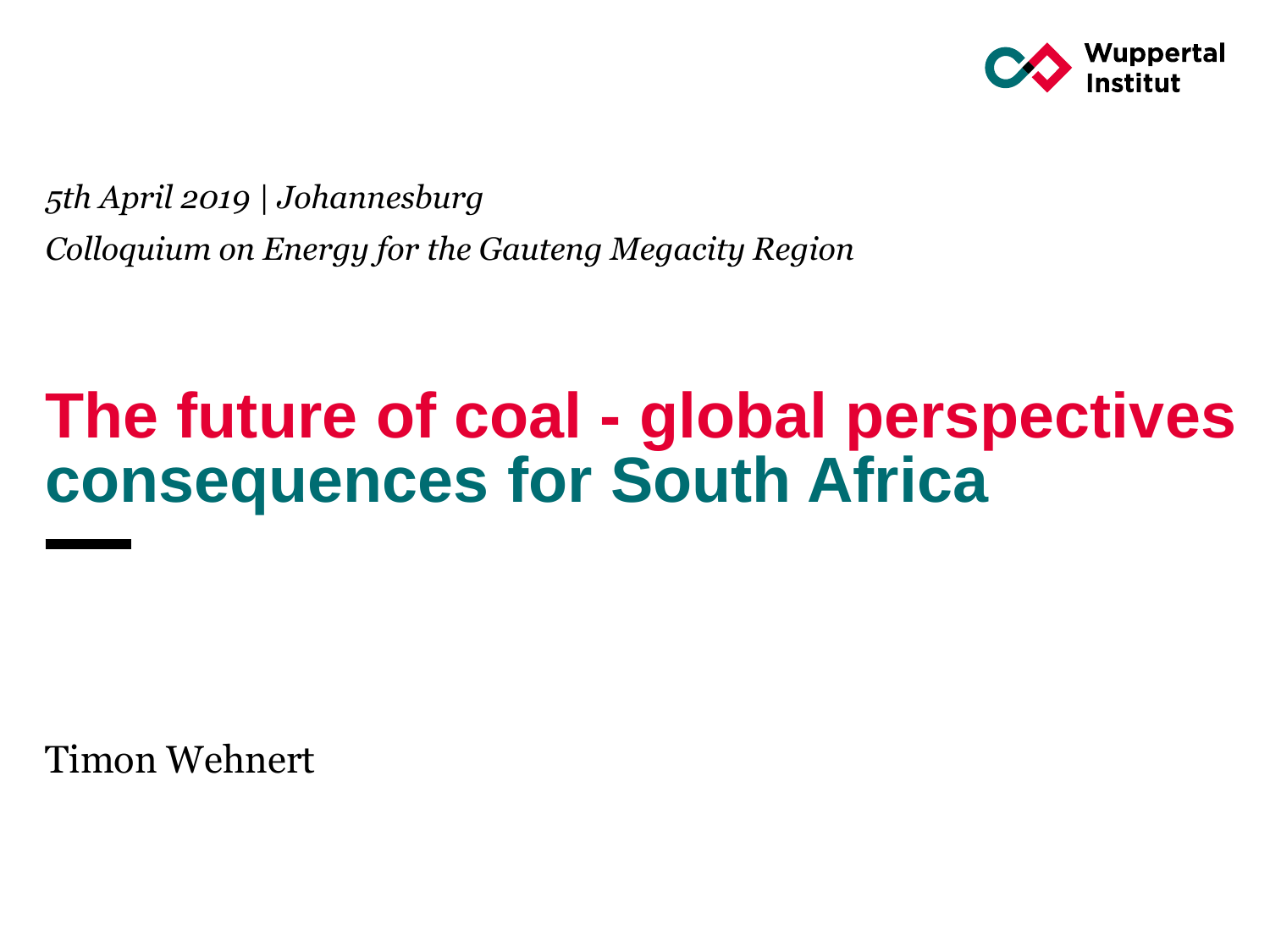*5th April 2019 | Johannesburg*

*Colloquium on Energy for the Gauteng Megacity Region*

# The future of coal - global perspectives consequences for South Africa

Timon Wehnert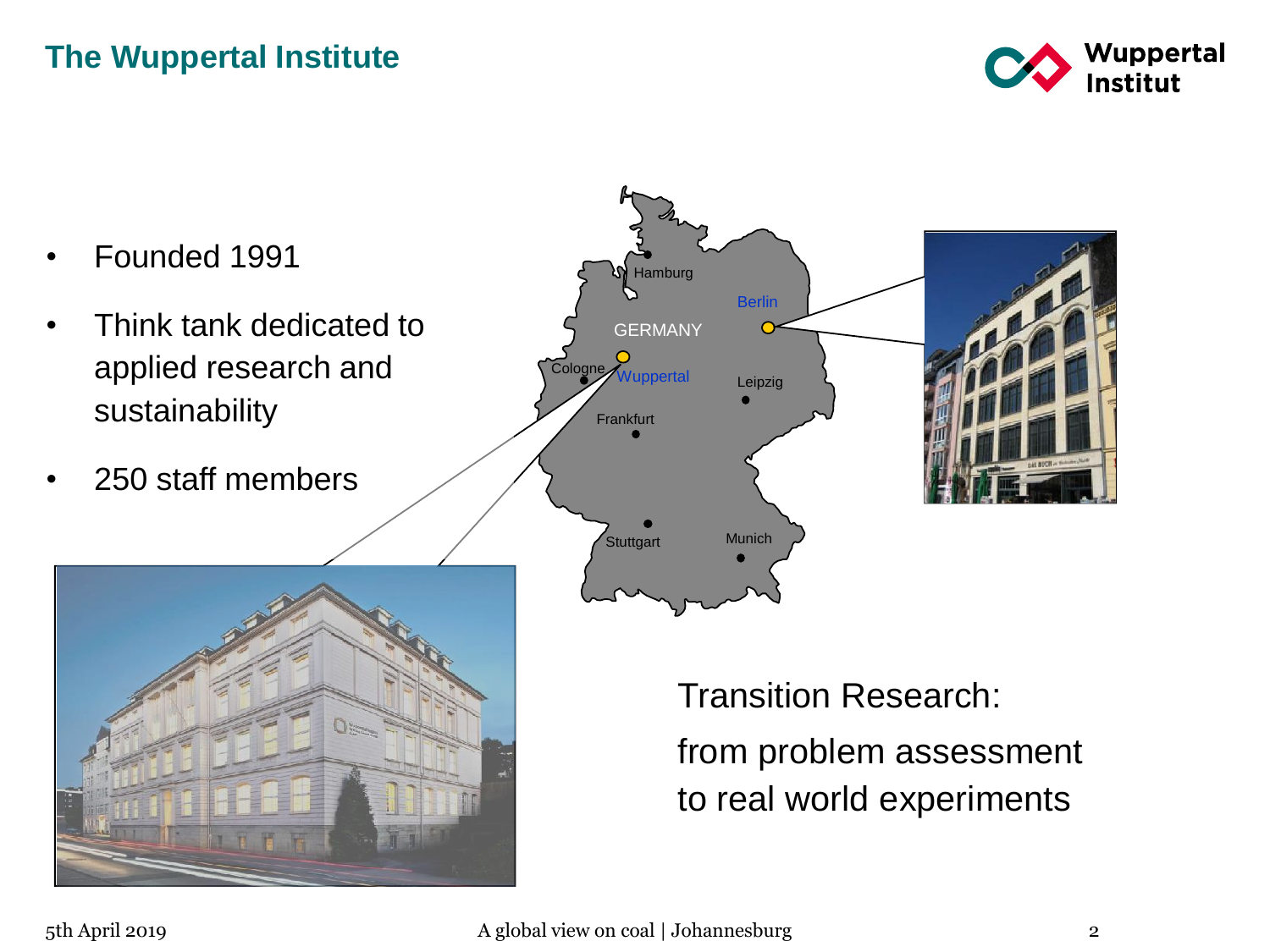# The Wuppertal Institute

- Founded 1991
- Think tank dedicated to applied research and sustainability
- 250 staff members

Hamburg

Berlin

GERMANY

Cologne

Wuppertal

Leipzig

Frankfurt

Stuttgart

Munich

Transition Research:

from problem assessment to real world experiments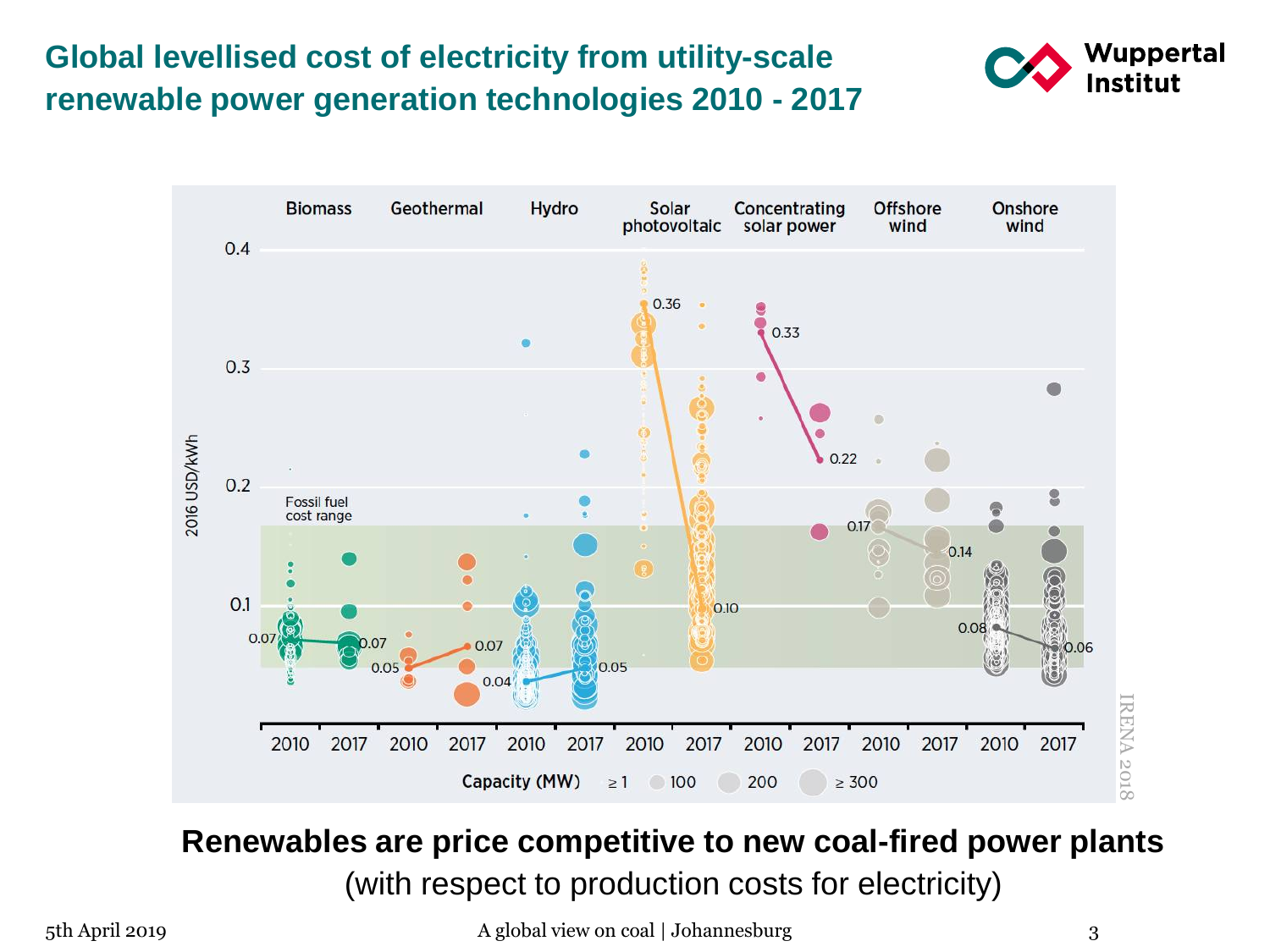# Global levellised cost of electricity from utility-scale renewable power generation technologies 2010 - 2017

Biomass | Geothermal | Hydro | Solar photovoltaic | Concentrating solar power | Offshore wind | Onshore wind

2016 USD/kWh

Fossil fuel cost range

| Technology | 2010 | 2017 |
| --- | --- | --- |
| Biomass | 0.07 | 0.07 |
| Geothermal | 0.05 | 0.07 |
| Hydro | 0.04 | 0.05 |
| Solar photovoltaic | 0.36 | 0.10 |
| Concentrating solar power | 0.33 | 0.22 |
| Offshore wind | 0.17 | 0.14 |
| Onshore wind | 0.08 | 0.06 |

Capacity (MW) ≥ 1, 100, 200, ≥ 300

IRENA 2018

**Renewables are price competitive to new coal-fired power plants**

(with respect to production costs for electricity)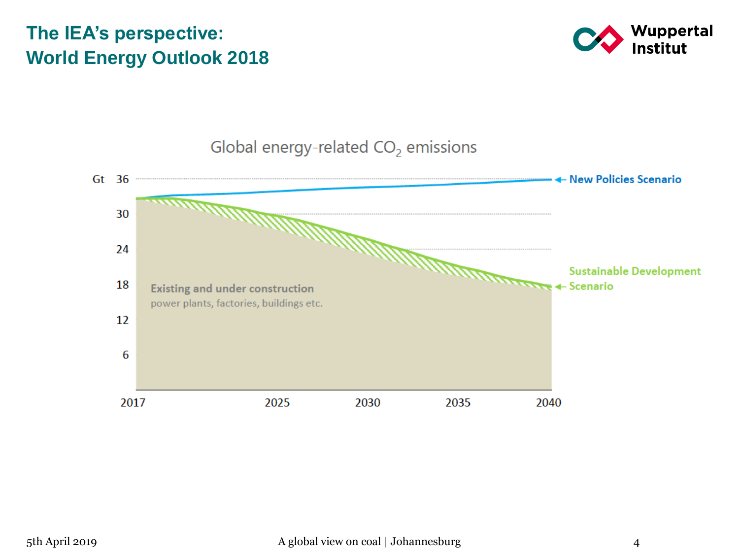# The IEA's perspective: World Energy Outlook 2018

Global energy-related $CO_2$ emissions

Gt

36

30

24

18

12

6

2017 2025 2030 2035 2040

New Policies Scenario

Sustainable Development Scenario

**Existing and under construction**
power plants, factories, buildings etc.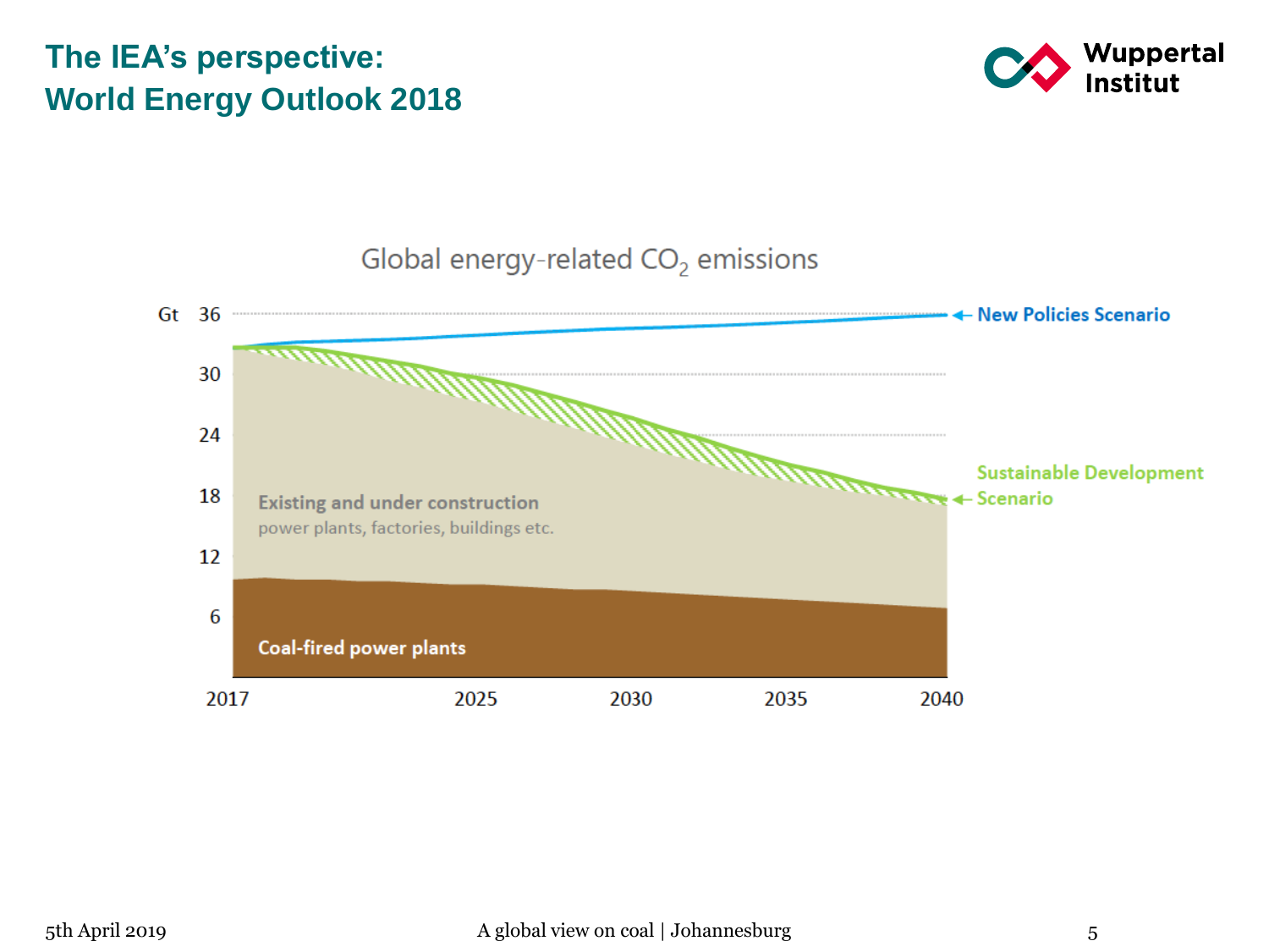# The IEA's perspective: World Energy Outlook 2018

Global energy-related $CO_2$ emissions

Gt 36, 30, 24, 18, 12, 6

2017, 2025, 2030, 2035, 2040

New Policies Scenario

Sustainable Development Scenario

**Existing and under construction**
power plants, factories, buildings etc.

**Coal-fired power plants**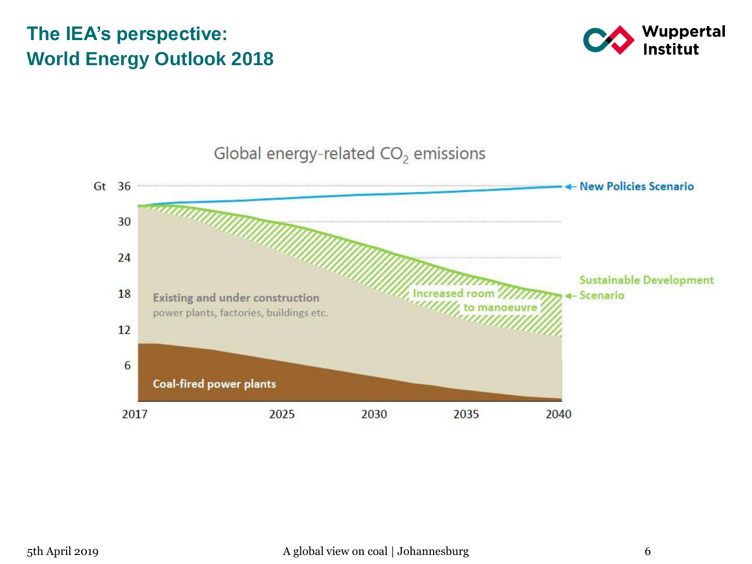# The IEA's perspective: World Energy Outlook 2018

Global energy-related $CO_2$ emissions

Gt 36, 30, 24, 18, 12, 6

New Policies Scenario

Sustainable Development Scenario

Increased room to manoeuvre

**Existing and under construction** power plants, factories, buildings etc.

**Coal-fired power plants**

2017, 2025, 2030, 2035, 2040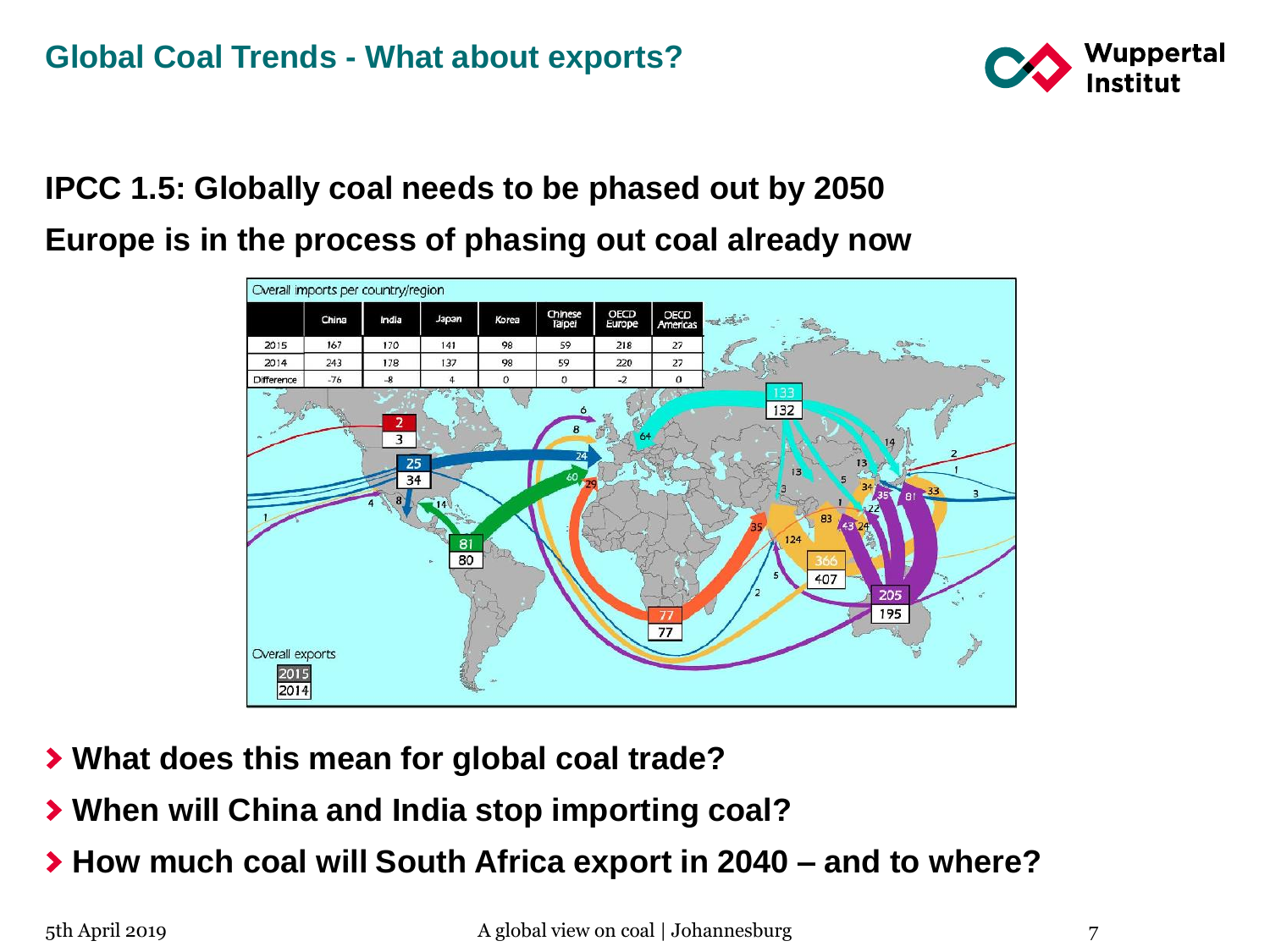## Global Coal Trends - What about exports?

**IPCC 1.5: Globally coal needs to be phased out by 2050**

**Europe is in the process of phasing out coal already now**

Overall imports per country/region

| | China | India | Japan | Korea | Chinese Taipei | OECD Europe | OECD Americas |
|---|---|---|---|---|---|---|---|
| 2015 | 167 | 170 | 141 | 98 | 59 | 218 | 27 |
| 2014 | 243 | 178 | 137 | 98 | 59 | 220 | 27 |
| Difference | -76 | -8 | 4 | 0 | 0 | -2 | 0 |

Overall exports 2015 / 2014

- **What does this mean for global coal trade?**
- **When will China and India stop importing coal?**
- **How much coal will South Africa export in 2040 – and to where?**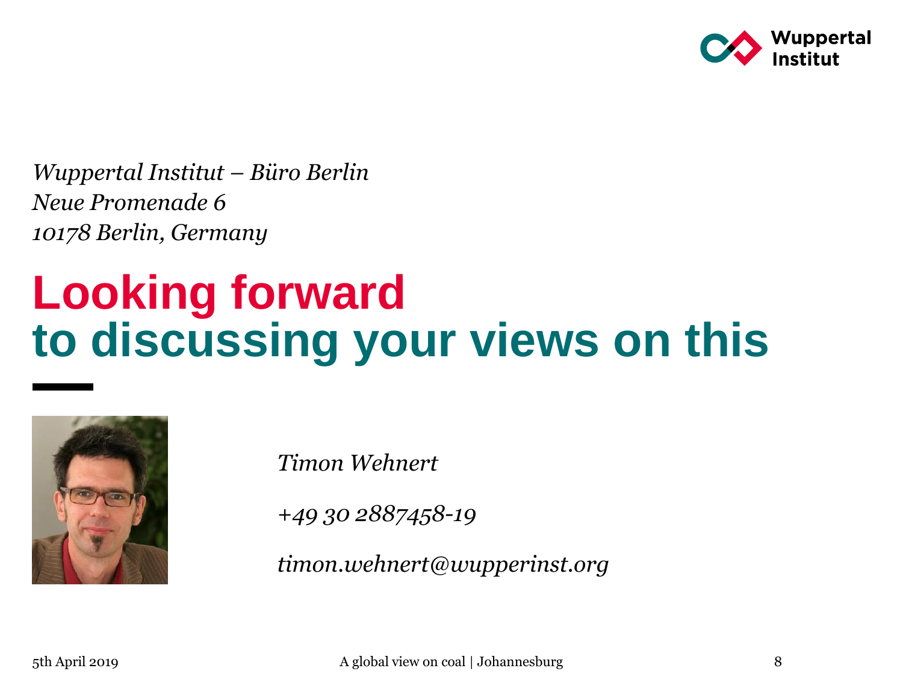*Wuppertal Institut – Büro Berlin*
*Neue Promenade 6*
*10178 Berlin, Germany*

# Looking forward to discussing your views on this

*Timon Wehnert*

*+49 30 2887458-19*

*timon.wehnert@wupperinst.org*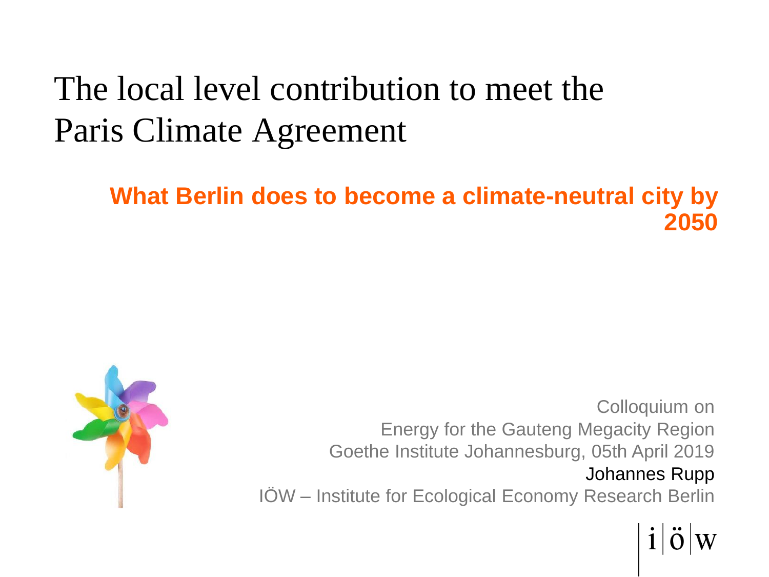# The local level contribution to meet the Paris Climate Agreement

**What Berlin does to become a climate-neutral city by 2050**

Colloquium on
Energy for the Gauteng Megacity Region
Goethe Institute Johannesburg, 05th April 2019
Johannes Rupp
IÖW – Institute for Ecological Economy Research Berlin

i|ö|w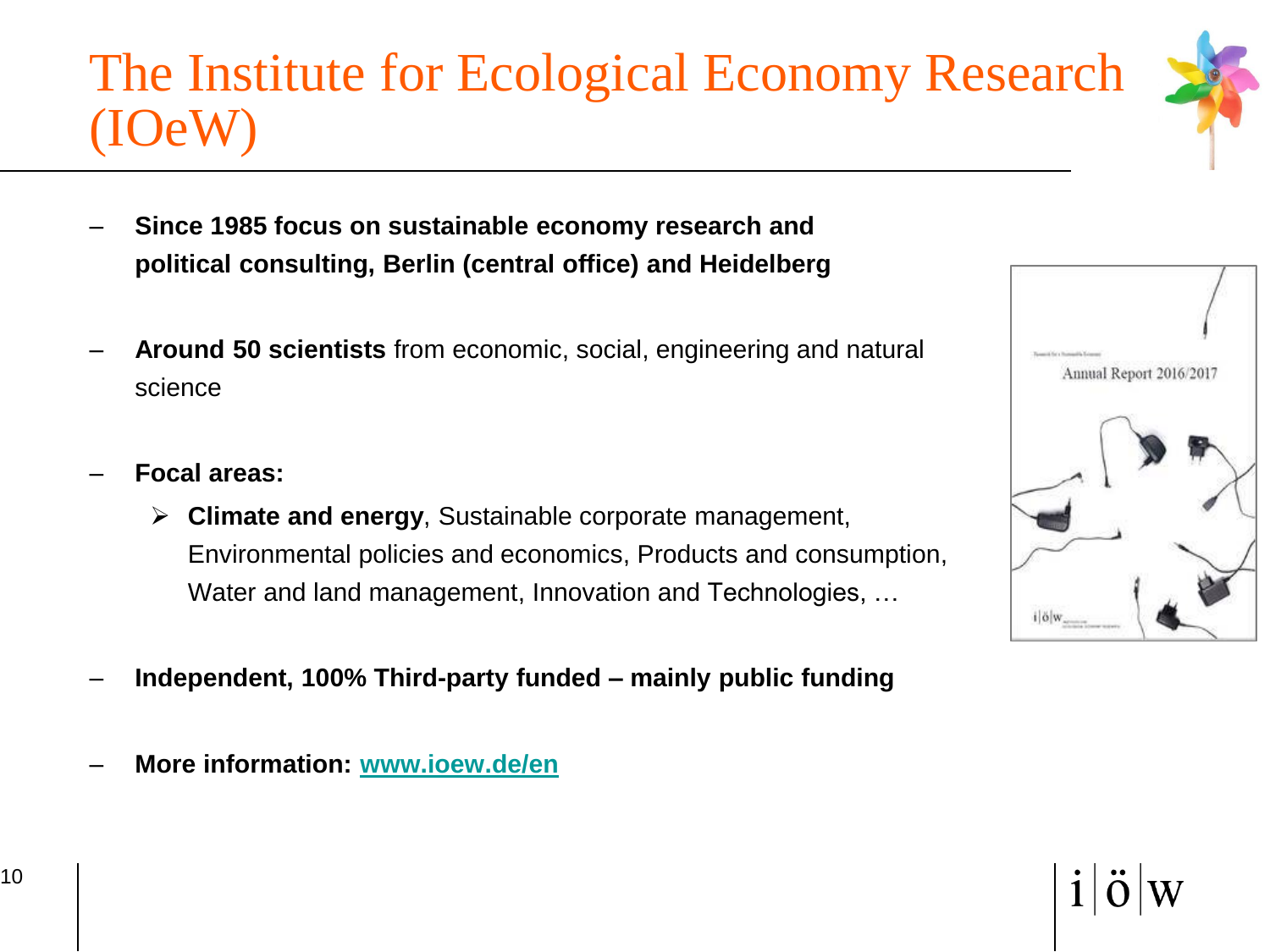# The Institute for Ecological Economy Research (IOeW)

- **Since 1985 focus on sustainable economy research and political consulting, Berlin (central office) and Heidelberg**
- **Around 50 scientists** from economic, social, engineering and natural science
- **Focal areas:**
  - **Climate and energy**, Sustainable corporate management, Environmental policies and economics, Products and consumption, Water and land management, Innovation and Technologies, …
- **Independent, 100% Third-party funded – mainly public funding**
- **More information: [www.ioew.de/en](http://www.ioew.de/en)**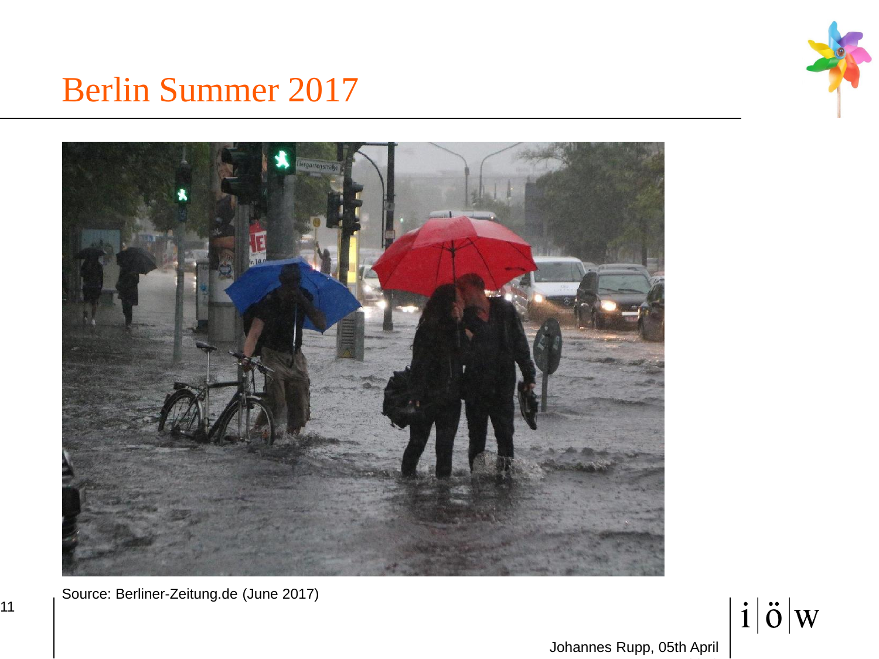# Berlin Summer 2017

Source: Berliner-Zeitung.de (June 2017)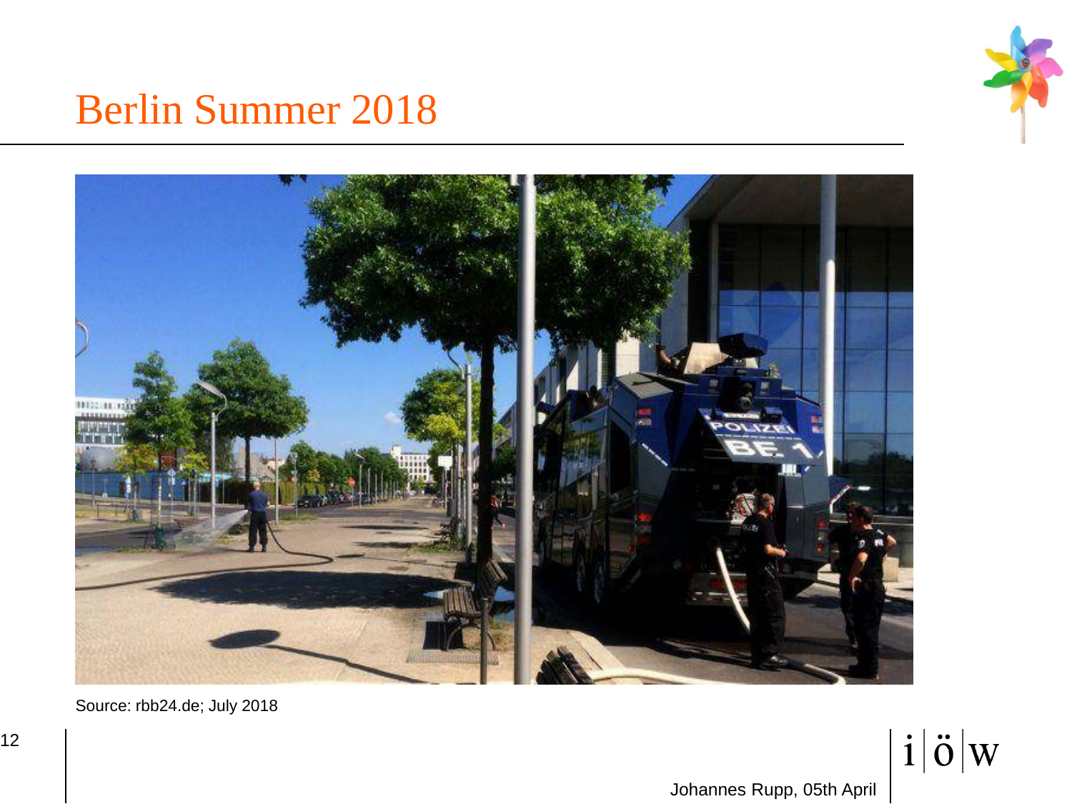# Berlin Summer 2018

Source: rbb24.de; July 2018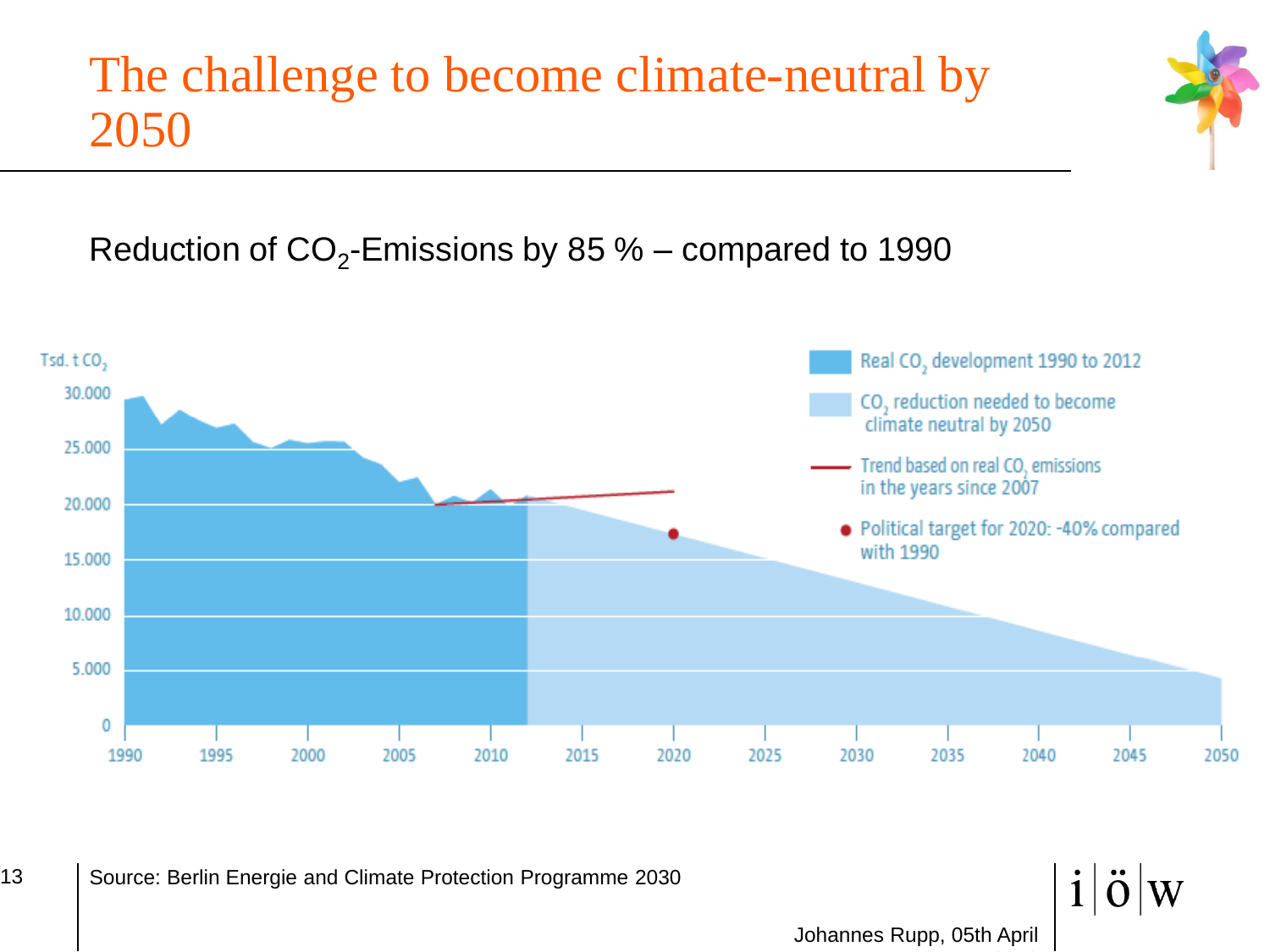# The challenge to become climate-neutral by 2050

Reduction of $CO_2$-Emissions by 85 % – compared to 1990

Tsd. t $CO_2$

30.000
25.000
20.000
15.000
10.000
5.000
0

1990 1995 2000 2005 2010 2015 2020 2025 2030 2035 2040 2045 2050

- Real $CO_2$ development 1990 to 2012
- $CO_2$ reduction needed to become climate neutral by 2050
- Trend based on real $CO_2$ emissions in the years since 2007
- Political target for 2020: -40% compared with 1990

Source: Berlin Energie and Climate Protection Programme 2030

Johannes Rupp, 05th April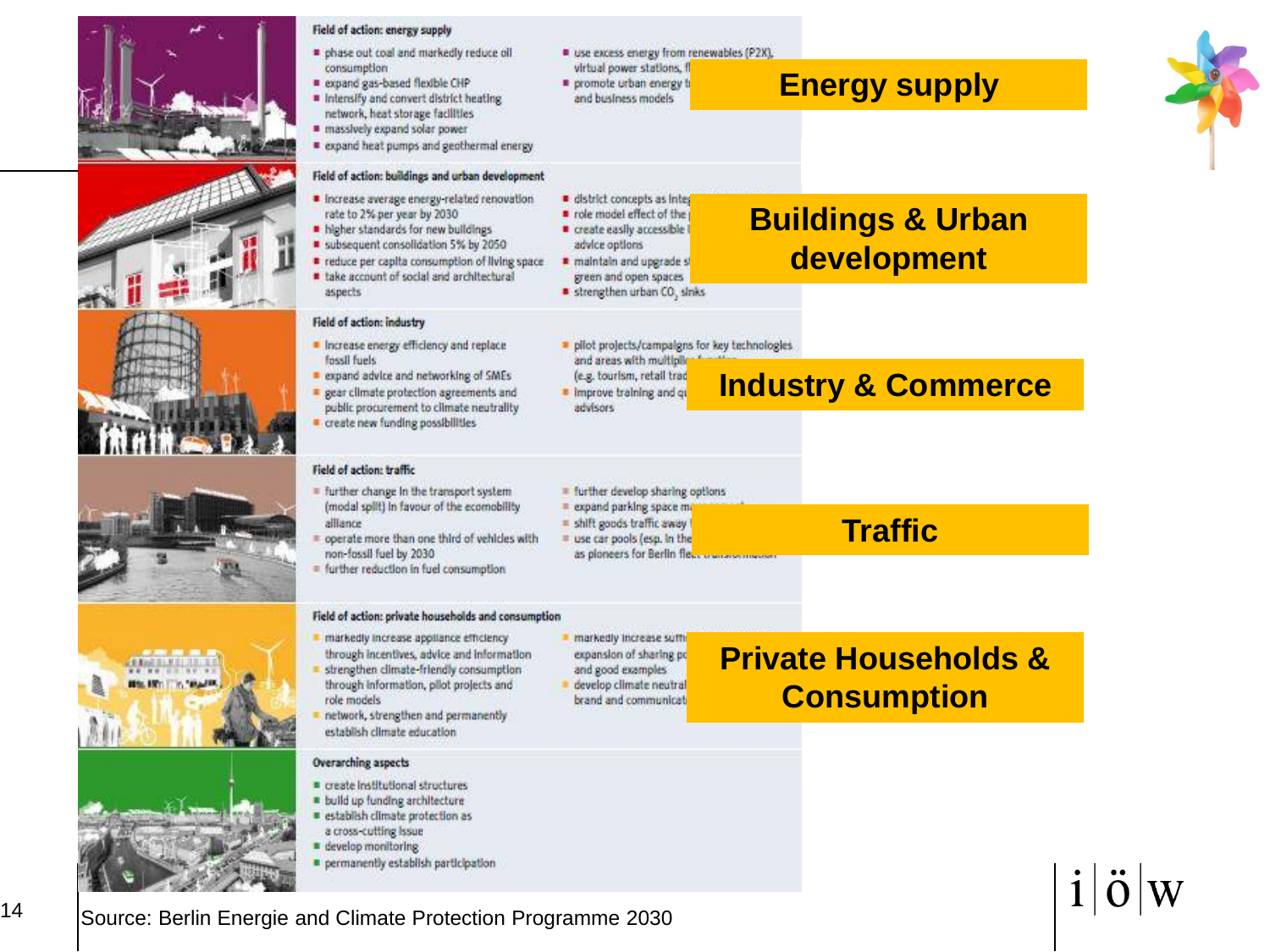## Field of action: energy supply

- phase out coal and markedly reduce oil consumption
- expand gas-based flexible CHP
- intensify and convert district heating network, heat storage facilities
- massively expand solar power
- expand heat pumps and geothermal energy
- use excess energy from renewables (P2X), virtual power stations, fl
- promote urban energy t and business models

**Energy supply**

## Field of action: buildings and urban development

- increase average energy-related renovation rate to 2% per year by 2030
- higher standards for new buildings
- subsequent consolidation 5% by 2050
- reduce per capita consumption of living space
- take account of social and architectural aspects
- district concepts as inte
- role model effect of the
- create easily accessible advice options
- maintain and upgrade s green and open spaces
- strengthen urban $CO_2$ sinks

**Buildings & Urban development**

## Field of action: industry

- increase energy efficiency and replace fossil fuels
- expand advice and networking of SMEs
- gear climate protection agreements and public procurement to climate neutrality
- create new funding possibilities
- pilot projects/campaigns for key technologies and areas with multipli (e.g. tourism, retail trad
- improve training and qu advisors

**Industry & Commerce**

## Field of action: traffic

- further change in the transport system (modal split) in favour of the ecomobility alliance
- operate more than one third of vehicles with non-fossil fuel by 2030
- further reduction in fuel consumption
- further develop sharing options
- expand parking space m
- shift goods traffic away
- use car pools (esp. in the as pioneers for Berlin fle

**Traffic**

## Field of action: private households and consumption

- markedly increase appliance efficiency through incentives, advice and information
- strengthen climate-friendly consumption through information, pilot projects and role models
- network, strengthen and permanently establish climate education
- markedly increase suffi expansion of sharing po and good examples
- develop climate neutral brand and communicat

**Private Households & Consumption**

## Overarching aspects

- create institutional structures
- build up funding architecture
- establish climate protection as a cross-cutting issue
- develop monitoring
- permanently establish participation

Source: Berlin Energie and Climate Protection Programme 2030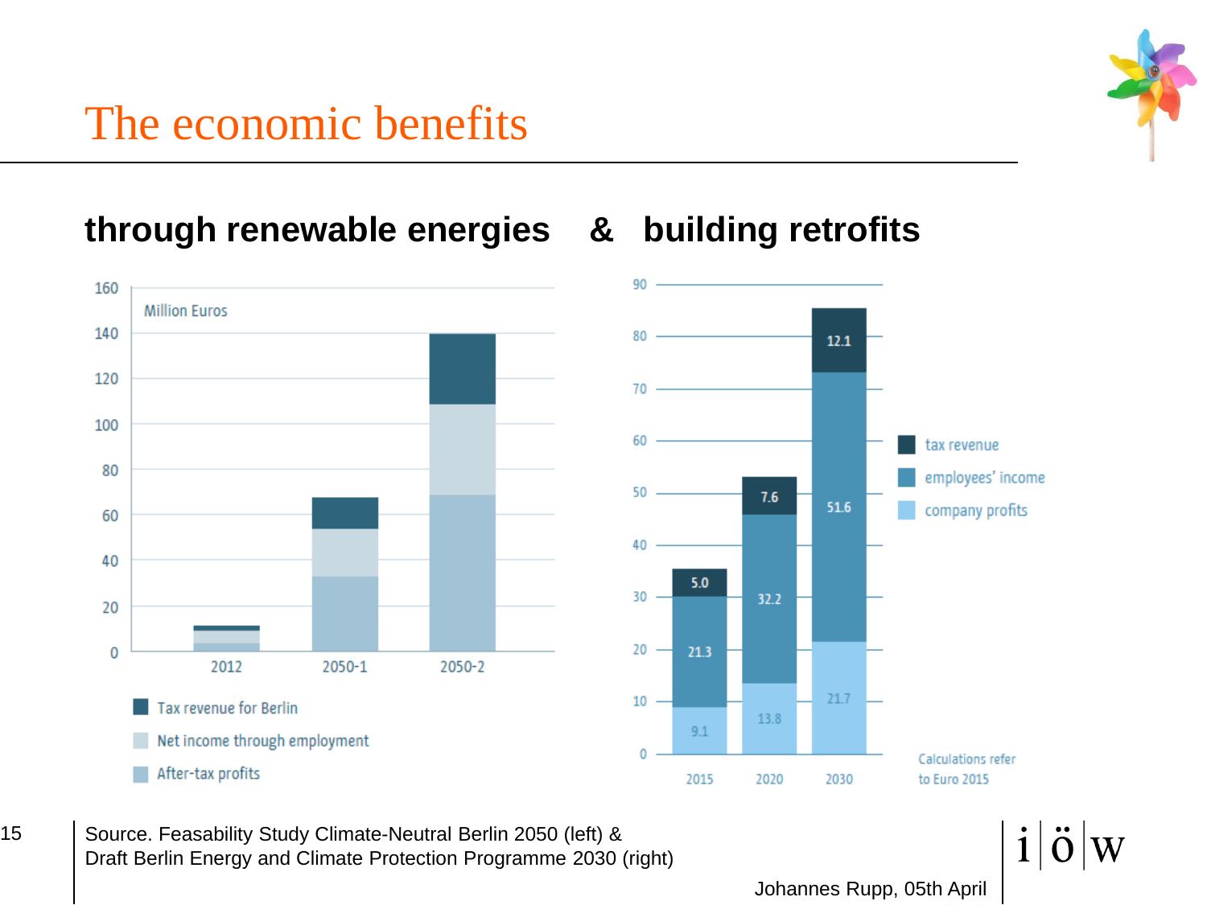# The economic benefits

## through renewable energies & building retrofits

Million Euros

| | 2012 | 2050-1 | 2050-2 |
|---|---|---|---|
| Tax revenue for Berlin | | | |
| Net income through employment | | | |
| After-tax profits | | | |

| | 2015 | 2020 | 2030 |
|---|---|---|---|
| tax revenue | 5.0 | 7.6 | 12.1 |
| employees' income | 21.3 | 32.2 | 51.6 |
| company profits | 9.1 | 13.8 | 21.7 |

Calculations refer to Euro 2015

Source. Feasability Study Climate-Neutral Berlin 2050 (left) &
Draft Berlin Energy and Climate Protection Programme 2030 (right)

Johannes Rupp, 05th April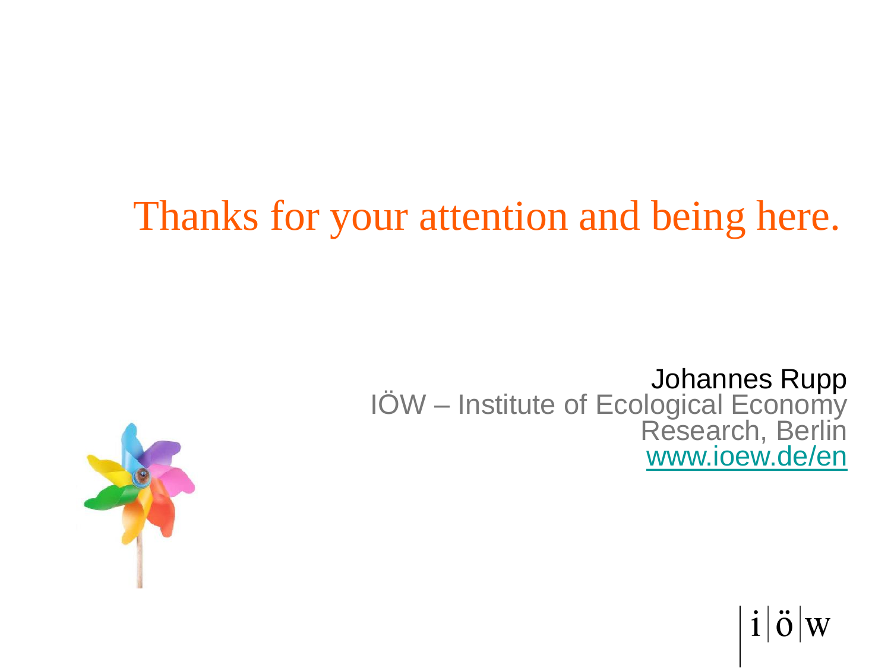Thanks for your attention and being here.

Johannes Rupp
IÖW – Institute of Ecological Economy Research, Berlin
www.ioew.de/en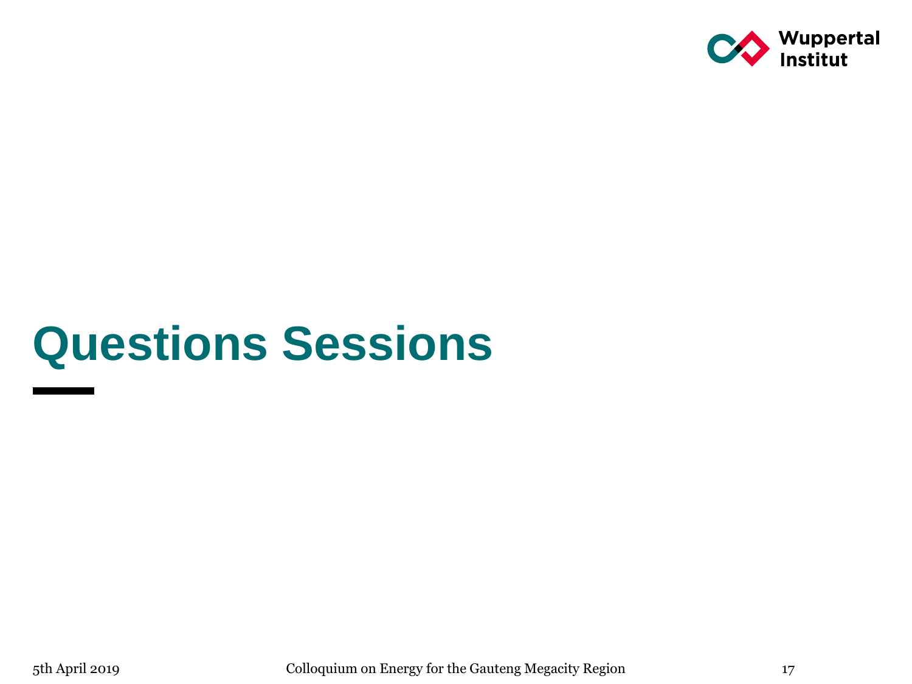# Questions Sessions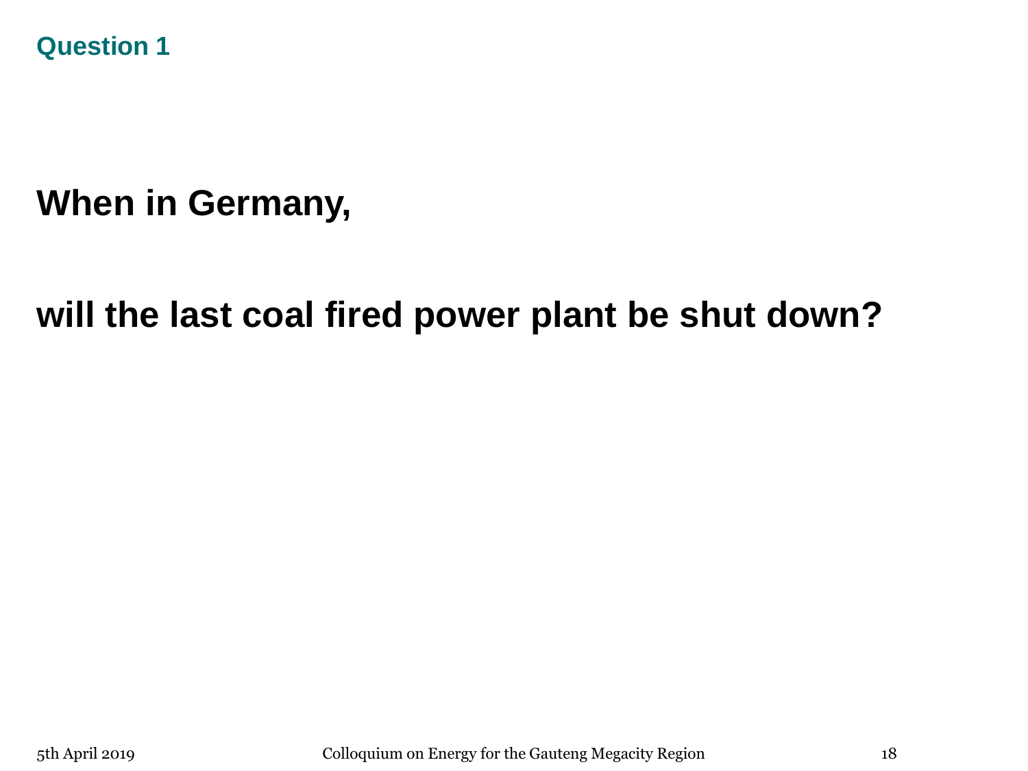## Question 1

**When in Germany,**

**will the last coal fired power plant be shut down?**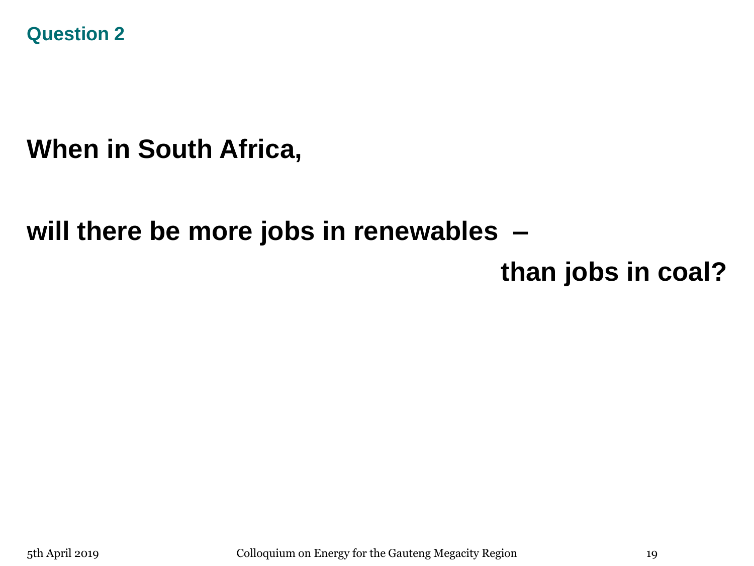## Question 2

**When in South Africa,**

**will there be more jobs in renewables –**

**than jobs in coal?**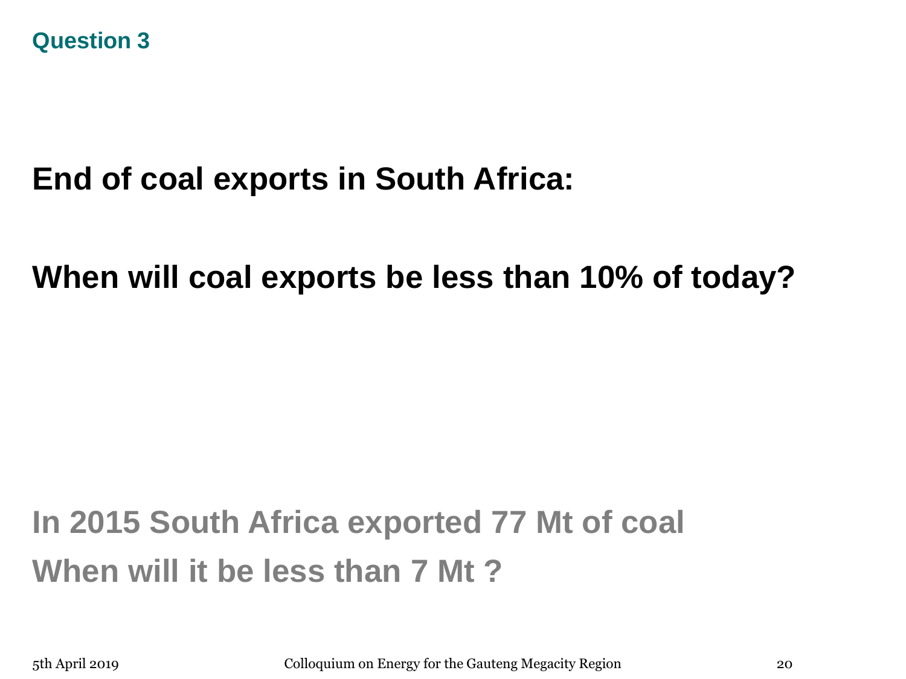### Question 3

**End of coal exports in South Africa:**

**When will coal exports be less than 10% of today?**

**In 2015 South Africa exported 77 Mt of coal**

**When will it be less than 7 Mt ?**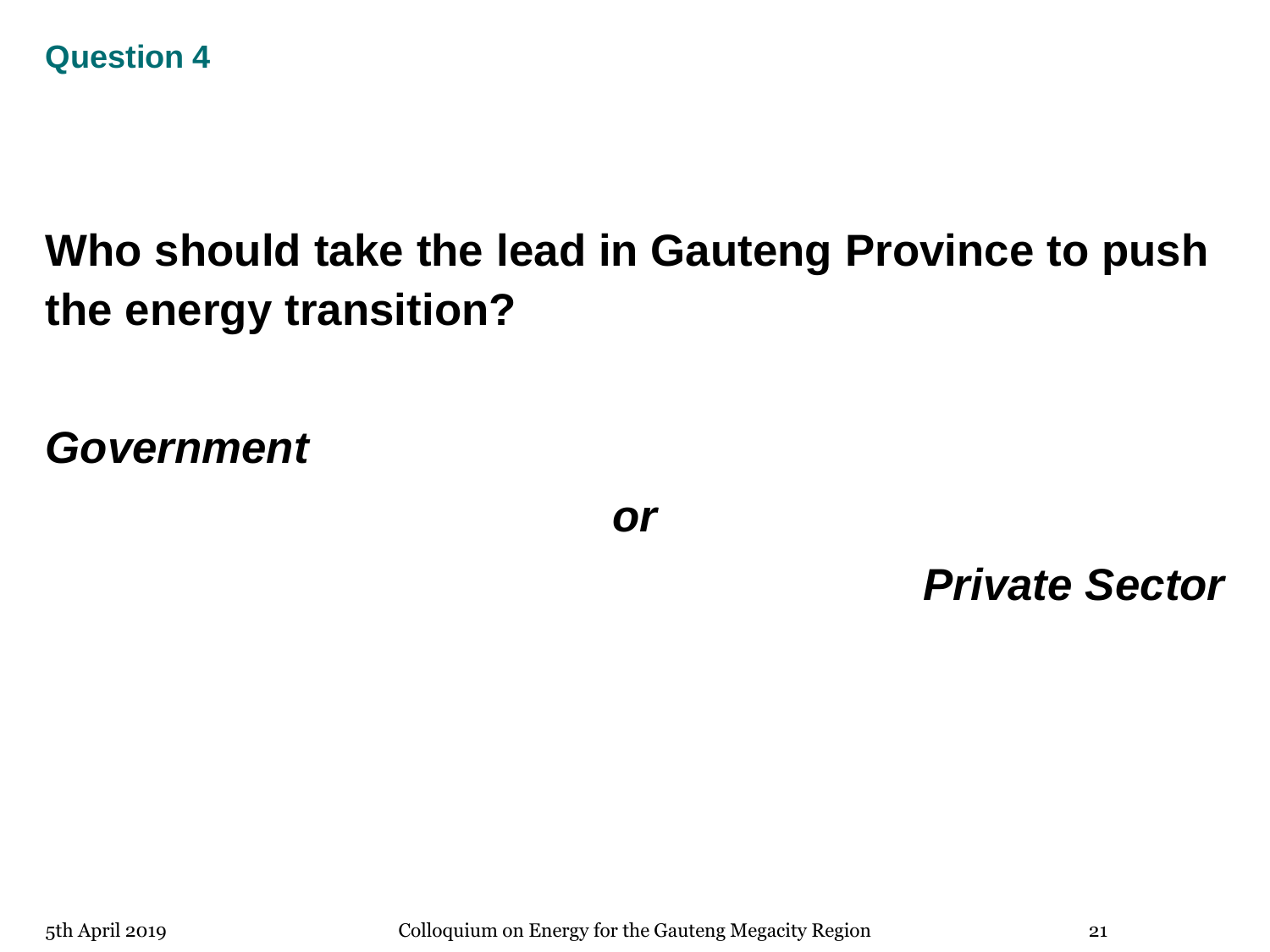## Question 4

**Who should take the lead in Gauteng Province to push the energy transition?**

***Government***

***or***

***Private Sector***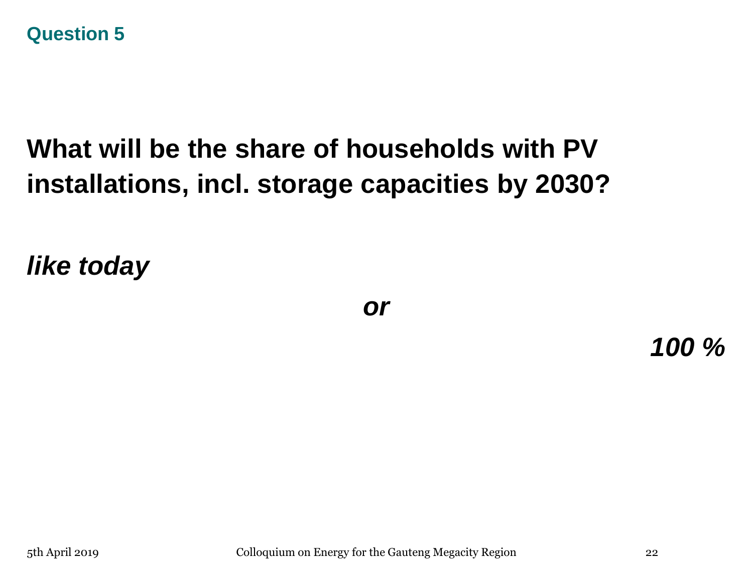## Question 5

**What will be the share of households with PV installations, incl. storage capacities by 2030?**

***like today***

***or***

***100 %***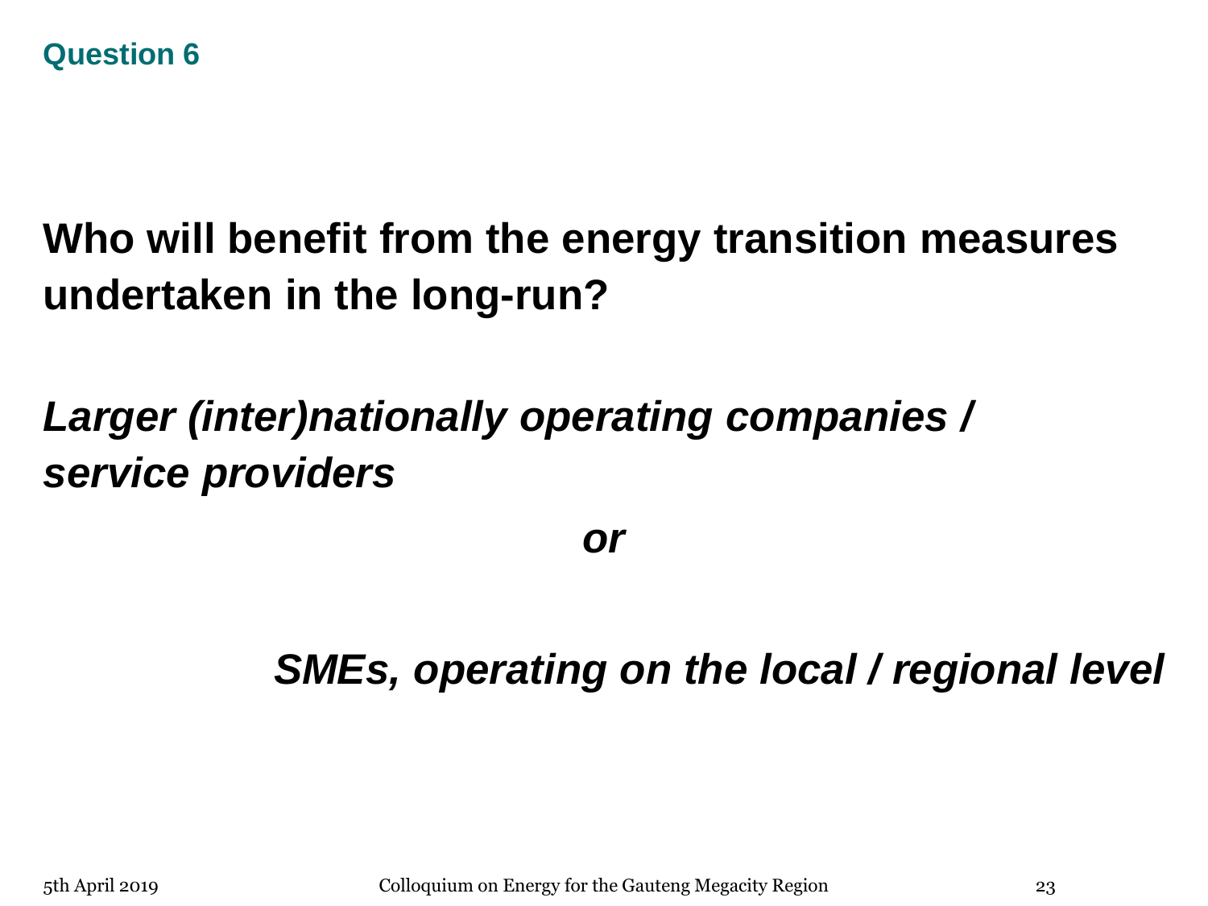## Question 6

**Who will benefit from the energy transition measures undertaken in the long-run?**

***Larger (inter)nationally operating companies / service providers***

***or***

***SMEs, operating on the local / regional level***